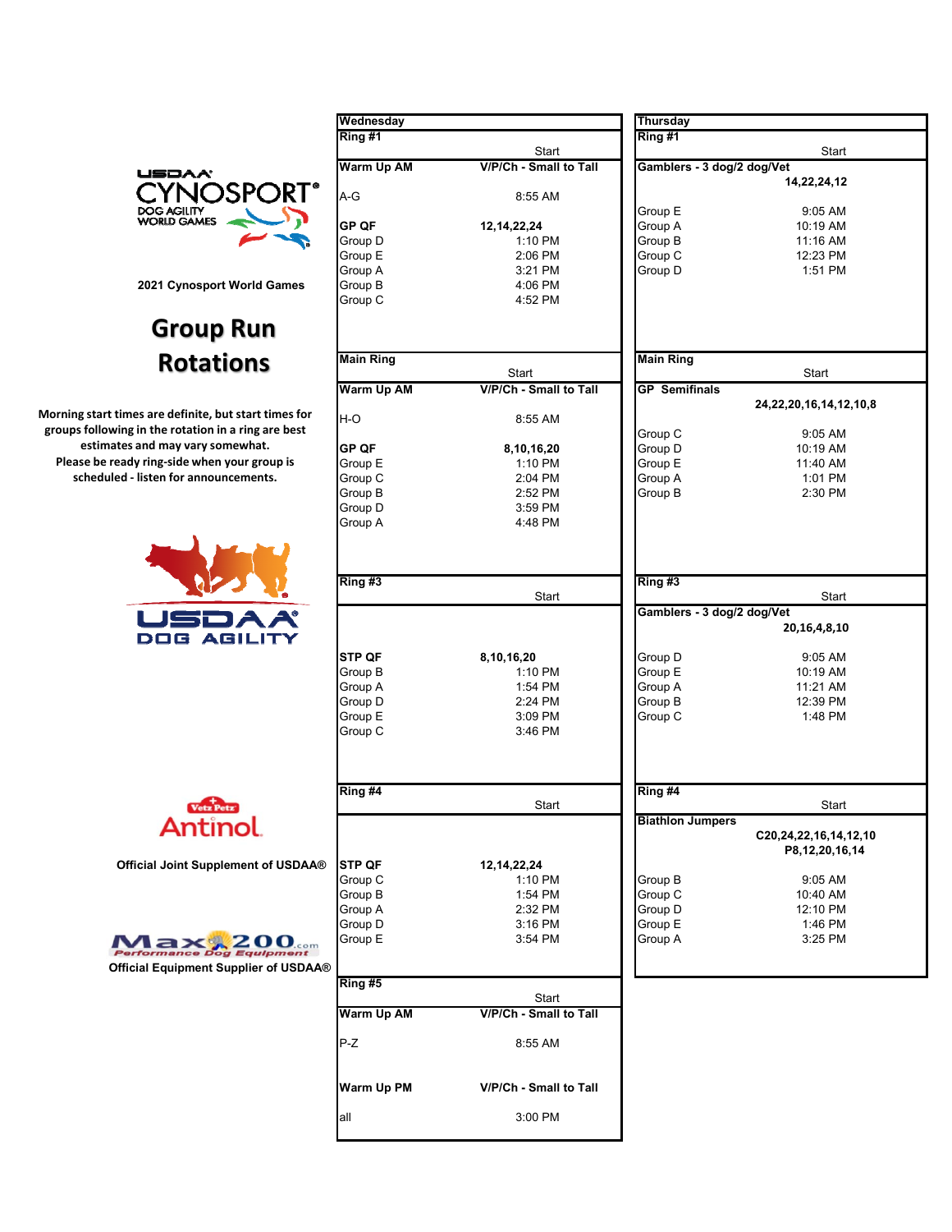2021 Cynosport World Games

# Group Run Rotations

**Morning start times are definite, but start times for groups following in the rotation in a ring are best estimates and may vary somewhat.**
**Please be ready ring-side when your group is scheduled - listen for announcements.**

Official Joint Supplement of USDAA®

Official Equipment Supplier of USDAA®

## Wednesday

### Ring #1

| | Start |
|---|---|
| **Warm Up AM** | **V/P/Ch - Small to Tall** |
| A-G | 8:55 AM |
| **GP QF** | **12,14,22,24** |
| Group D | 1:10 PM |
| Group E | 2:06 PM |
| Group A | 3:21 PM |
| Group B | 4:06 PM |
| Group C | 4:52 PM |

### Main Ring

| | Start |
|---|---|
| **Warm Up AM** | **V/P/Ch - Small to Tall** |
| H-O | 8:55 AM |
| **GP QF** | **8,10,16,20** |
| Group E | 1:10 PM |
| Group C | 2:04 PM |
| Group B | 2:52 PM |
| Group D | 3:59 PM |
| Group A | 4:48 PM |

### Ring #3

| | Start |
|---|---|
| **STP QF** | **8,10,16,20** |
| Group B | 1:10 PM |
| Group A | 1:54 PM |
| Group D | 2:24 PM |
| Group E | 3:09 PM |
| Group C | 3:46 PM |

### Ring #4

| | Start |
|---|---|
| **STP QF** | **12,14,22,24** |
| Group C | 1:10 PM |
| Group B | 1:54 PM |
| Group A | 2:32 PM |
| Group D | 3:16 PM |
| Group E | 3:54 PM |

### Ring #5

| | Start |
|---|---|
| **Warm Up AM** | **V/P/Ch - Small to Tall** |
| P-Z | 8:55 AM |
| **Warm Up PM** | **V/P/Ch - Small to Tall** |
| all | 3:00 PM |

## Thursday

### Ring #1

| | Start |
|---|---|
| **Gamblers - 3 dog/2 dog/Vet** | **14,22,24,12** |
| Group E | 9:05 AM |
| Group A | 10:19 AM |
| Group B | 11:16 AM |
| Group C | 12:23 PM |
| Group D | 1:51 PM |

### Main Ring

| | Start |
|---|---|
| **GP Semifinals** | **24,22,20,16,14,12,10,8** |
| Group C | 9:05 AM |
| Group D | 10:19 AM |
| Group E | 11:40 AM |
| Group A | 1:01 PM |
| Group B | 2:30 PM |

### Ring #3

| | Start |
|---|---|
| **Gamblers - 3 dog/2 dog/Vet** | **20,16,4,8,10** |
| Group D | 9:05 AM |
| Group E | 10:19 AM |
| Group A | 11:21 AM |
| Group B | 12:39 PM |
| Group C | 1:48 PM |

### Ring #4

| | Start |
|---|---|
| **Biathlon Jumpers** | **C20,24,22,16,14,12,10 P8,12,20,16,14** |
| Group B | 9:05 AM |
| Group C | 10:40 AM |
| Group D | 12:10 PM |
| Group E | 1:46 PM |
| Group A | 3:25 PM |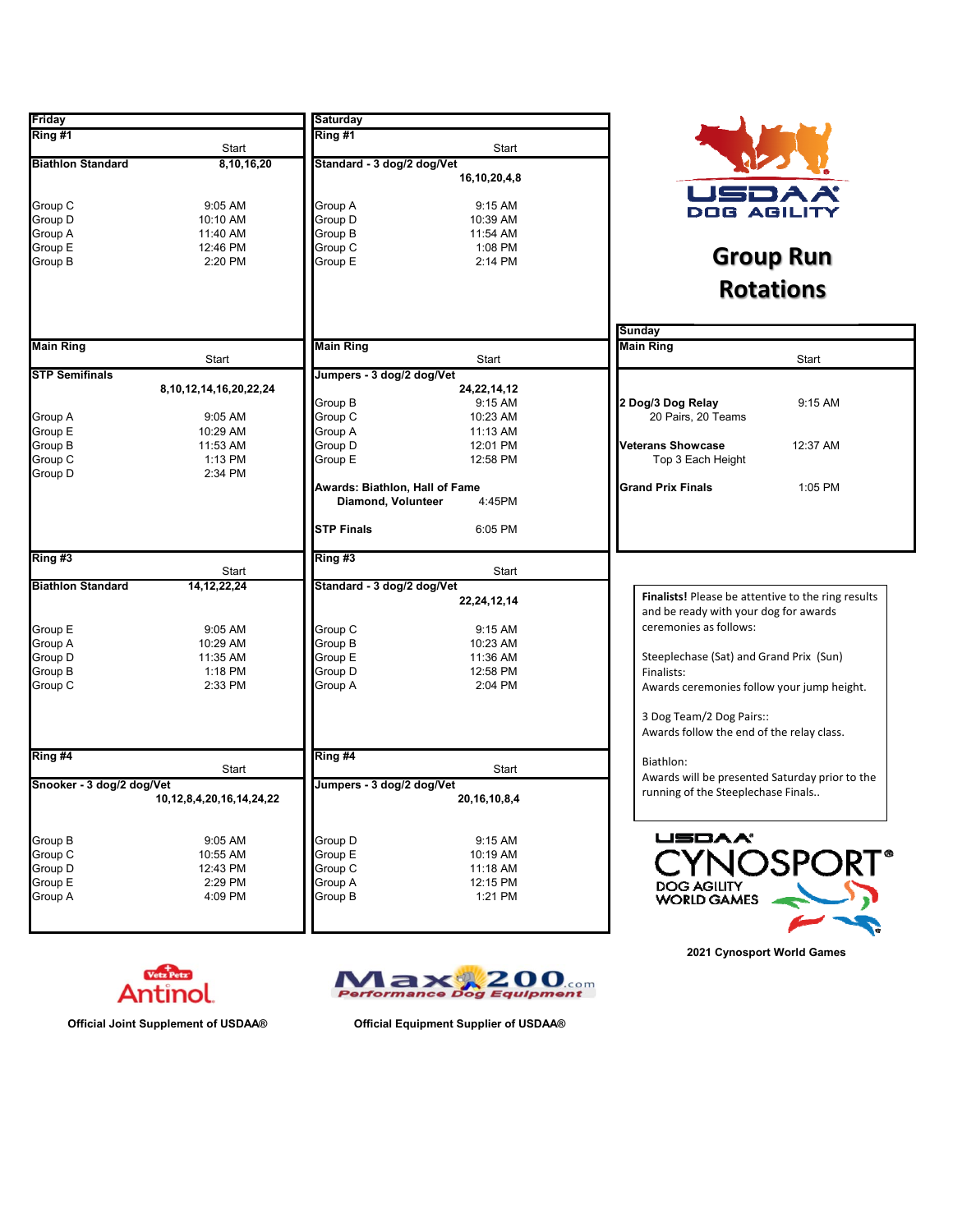# USDAA Dog Agility

# Group Run Rotations

## Friday

### Ring #1

| Biathlon Standard | Start |
|---|---|
| 8,10,16,20 | |
| Group C | 9:05 AM |
| Group D | 10:10 AM |
| Group A | 11:40 AM |
| Group E | 12:46 PM |
| Group B | 2:20 PM |

### Main Ring

| STP Semifinals | Start |
|---|---|
| 8,10,12,14,16,20,22,24 | |
| Group A | 9:05 AM |
| Group E | 10:29 AM |
| Group B | 11:53 AM |
| Group C | 1:13 PM |
| Group D | 2:34 PM |

### Ring #3

| Biathlon Standard | Start |
|---|---|
| 14,12,22,24 | |
| Group E | 9:05 AM |
| Group A | 10:29 AM |
| Group D | 11:35 AM |
| Group B | 1:18 PM |
| Group C | 2:33 PM |

### Ring #4

| Snooker - 3 dog/2 dog/Vet | Start |
|---|---|
| 10,12,8,4,20,16,14,24,22 | |
| Group B | 9:05 AM |
| Group C | 10:55 AM |
| Group D | 12:43 PM |
| Group E | 2:29 PM |
| Group A | 4:09 PM |

## Saturday

### Ring #1

| Standard - 3 dog/2 dog/Vet | Start |
|---|---|
| 16,10,20,4,8 | |
| Group A | 9:15 AM |
| Group D | 10:39 AM |
| Group B | 11:54 AM |
| Group C | 1:08 PM |
| Group E | 2:14 PM |

### Main Ring

| Jumpers - 3 dog/2 dog/Vet | Start |
|---|---|
| 24,22,14,12 | |
| Group B | 9:15 AM |
| Group C | 10:23 AM |
| Group A | 11:13 AM |
| Group D | 12:01 PM |
| Group E | 12:58 PM |
| **Awards: Biathlon, Hall of Fame Diamond, Volunteer** | 4:45PM |
| **STP Finals** | 6:05 PM |

### Ring #3

| Standard - 3 dog/2 dog/Vet | Start |
|---|---|
| 22,24,12,14 | |
| Group C | 9:15 AM |
| Group B | 10:23 AM |
| Group E | 11:36 AM |
| Group D | 12:58 PM |
| Group A | 2:04 PM |

### Ring #4

| Jumpers - 3 dog/2 dog/Vet | Start |
|---|---|
| 20,16,10,8,4 | |
| Group D | 9:15 AM |
| Group E | 10:19 AM |
| Group C | 11:18 AM |
| Group A | 12:15 PM |
| Group B | 1:21 PM |

## Sunday

### Main Ring

| | Start |
|---|---|
| **2 Dog/3 Dog Relay** (20 Pairs, 20 Teams) | 9:15 AM |
| **Veterans Showcase** (Top 3 Each Height) | 12:37 AM |
| **Grand Prix Finals** | 1:05 PM |

**Finalists!** Please be attentive to the ring results and be ready with your dog for awards ceremonies as follows:

Steeplechase (Sat) and Grand Prix (Sun) Finalists:
Awards ceremonies follow your jump height.

3 Dog Team/2 Dog Pairs::
Awards follow the end of the relay class.

Biathlon:
Awards will be presented Saturday prior to the running of the Steeplechase Finals..

USDAA CYNOSPORT® DOG AGILITY WORLD GAMES

**2021 Cynosport World Games**

Vetz Petz Antinol

**Official Joint Supplement of USDAA®**

Max200.com Performance Dog Equipment

**Official Equipment Supplier of USDAA®**